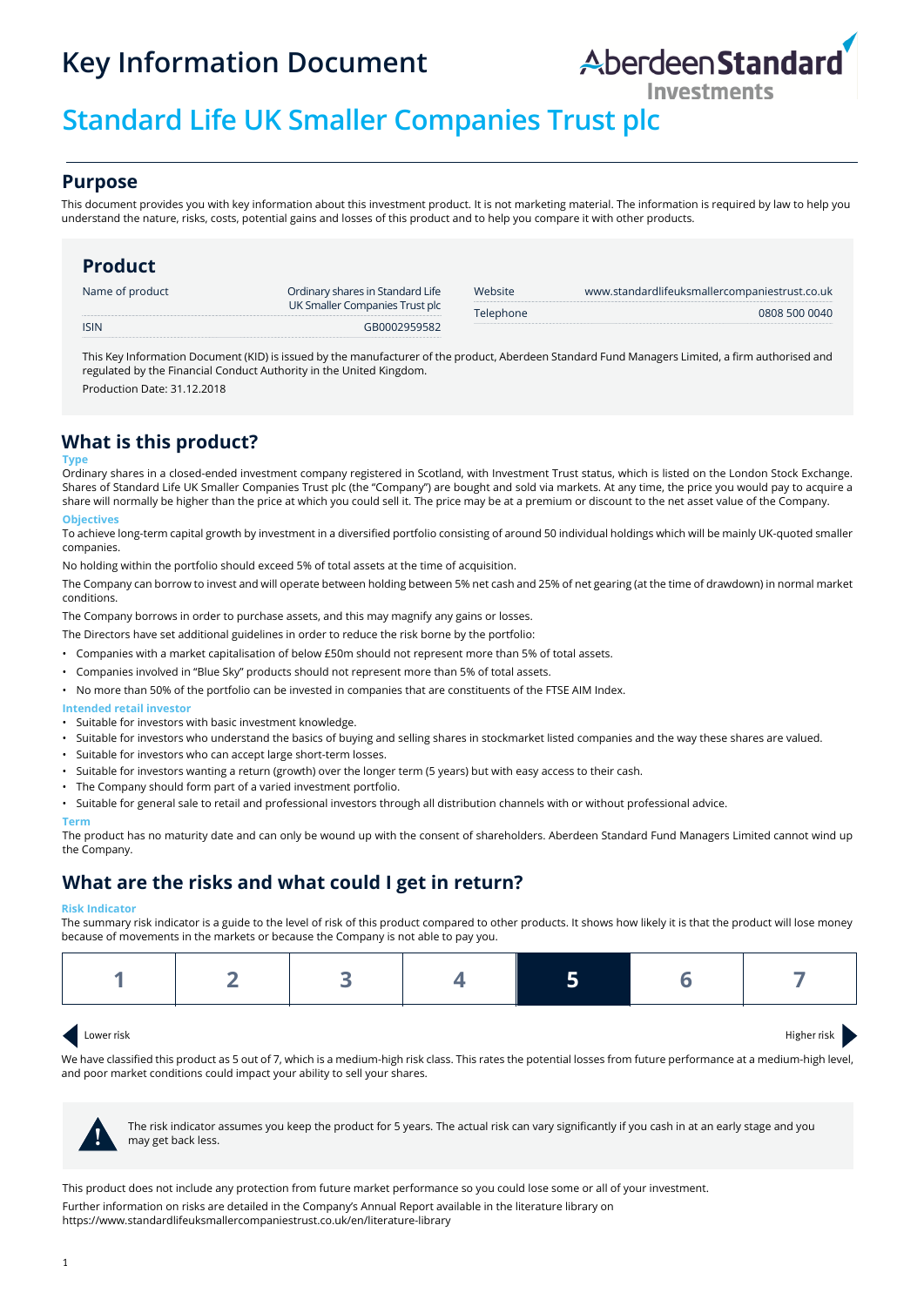# Key Information Document

## Standard Life UK Smaller Companies Trust plc

## Purpose

This document provides you with key information about this investment product. It is not marketing material. The information is required by law to help you understand the nature, risks, costs, potential gains and losses of this product and to help you compare it with other products.

## Product

| | |
|---|---|
| Name of product | Ordinary shares in Standard Life UK Smaller Companies Trust plc |
| ISIN | GB0002959582 |
| Website | www.standardlifeuksmallercompaniestrust.co.uk |
| Telephone | 0808 500 0040 |

This Key Information Document (KID) is issued by the manufacturer of the product, Aberdeen Standard Fund Managers Limited, a firm authorised and regulated by the Financial Conduct Authority in the United Kingdom.

Production Date: 31.12.2018

## What is this product?

### Type

Ordinary shares in a closed-ended investment company registered in Scotland, with Investment Trust status, which is listed on the London Stock Exchange. Shares of Standard Life UK Smaller Companies Trust plc (the "Company") are bought and sold via markets. At any time, the price you would pay to acquire a share will normally be higher than the price at which you could sell it. The price may be at a premium or discount to the net asset value of the Company.

### Objectives

To achieve long-term capital growth by investment in a diversified portfolio consisting of around 50 individual holdings which will be mainly UK-quoted smaller companies.

No holding within the portfolio should exceed 5% of total assets at the time of acquisition.

The Company can borrow to invest and will operate between holding between 5% net cash and 25% of net gearing (at the time of drawdown) in normal market conditions.

The Company borrows in order to purchase assets, and this may magnify any gains or losses.

The Directors have set additional guidelines in order to reduce the risk borne by the portfolio:

- Companies with a market capitalisation of below £50m should not represent more than 5% of total assets.
- Companies involved in "Blue Sky" products should not represent more than 5% of total assets.
- No more than 50% of the portfolio can be invested in companies that are constituents of the FTSE AIM Index.

### Intended retail investor

- Suitable for investors with basic investment knowledge.
- Suitable for investors who understand the basics of buying and selling shares in stockmarket listed companies and the way these shares are valued.
- Suitable for investors who can accept large short-term losses.
- Suitable for investors wanting a return (growth) over the longer term (5 years) but with easy access to their cash.
- The Company should form part of a varied investment portfolio.
- Suitable for general sale to retail and professional investors through all distribution channels with or without professional advice.

### Term

The product has no maturity date and can only be wound up with the consent of shareholders. Aberdeen Standard Fund Managers Limited cannot wind up the Company.

## What are the risks and what could I get in return?

### Risk Indicator

The summary risk indicator is a guide to the level of risk of this product compared to other products. It shows how likely it is that the product will lose money because of movements in the markets or because the Company is not able to pay you.

| 1 | 2 | 3 | 4 | **5** | 6 | 7 |
|---|---|---|---|---|---|---|

Lower risk — Higher risk

We have classified this product as 5 out of 7, which is a medium-high risk class. This rates the potential losses from future performance at a medium-high level, and poor market conditions could impact your ability to sell your shares.

> **!** The risk indicator assumes you keep the product for 5 years. The actual risk can vary significantly if you cash in at an early stage and you may get back less.

This product does not include any protection from future market performance so you could lose some or all of your investment.

Further information on risks are detailed in the Company's Annual Report available in the literature library on https://www.standardlifeuksmallercompaniestrust.co.uk/en/literature-library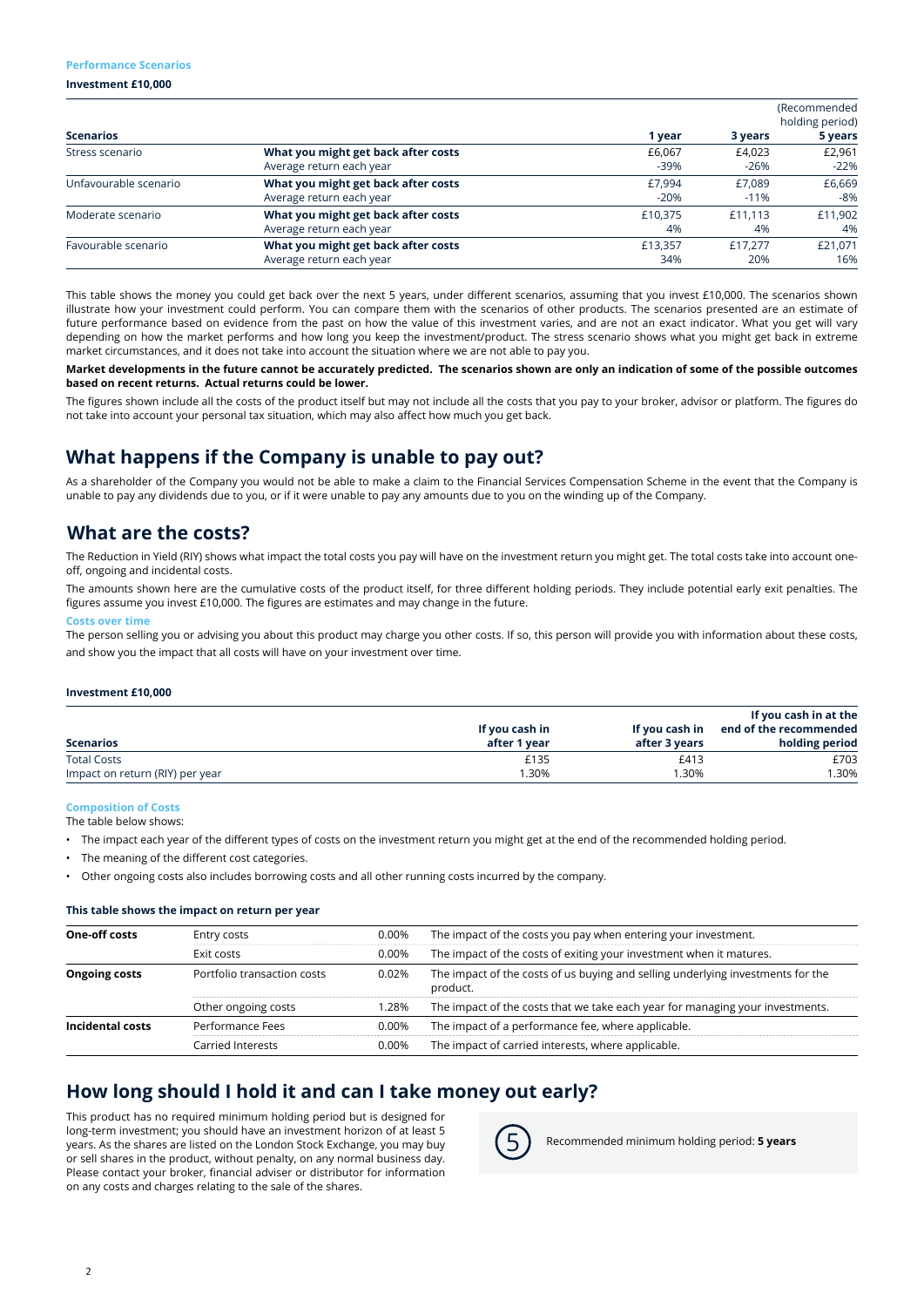**Performance Scenarios**

**Investment £10,000**

| Scenarios | | 1 year | 3 years | (Recommended holding period) 5 years |
|---|---|---|---|---|
| Stress scenario | **What you might get back after costs** | £6,067 | £4,023 | £2,961 |
| | Average return each year | -39% | -26% | -22% |
| Unfavourable scenario | **What you might get back after costs** | £7,994 | £7,089 | £6,669 |
| | Average return each year | -20% | -11% | -8% |
| Moderate scenario | **What you might get back after costs** | £10,375 | £11,113 | £11,902 |
| | Average return each year | 4% | 4% | 4% |
| Favourable scenario | **What you might get back after costs** | £13,357 | £17,277 | £21,071 |
| | Average return each year | 34% | 20% | 16% |

This table shows the money you could get back over the next 5 years, under different scenarios, assuming that you invest £10,000. The scenarios shown illustrate how your investment could perform. You can compare them with the scenarios of other products. The scenarios presented are an estimate of future performance based on evidence from the past on how the value of this investment varies, and are not an exact indicator. What you get will vary depending on how the market performs and how long you keep the investment/product. The stress scenario shows what you might get back in extreme market circumstances, and it does not take into account the situation where we are not able to pay you.

**Market developments in the future cannot be accurately predicted. The scenarios shown are only an indication of some of the possible outcomes based on recent returns. Actual returns could be lower.**

The figures shown include all the costs of the product itself but may not include all the costs that you pay to your broker, advisor or platform. The figures do not take into account your personal tax situation, which may also affect how much you get back.

## What happens if the Company is unable to pay out?

As a shareholder of the Company you would not be able to make a claim to the Financial Services Compensation Scheme in the event that the Company is unable to pay any dividends due to you, or if it were unable to pay any amounts due to you on the winding up of the Company.

## What are the costs?

The Reduction in Yield (RIY) shows what impact the total costs you pay will have on the investment return you might get. The total costs take into account one-off, ongoing and incidental costs.

The amounts shown here are the cumulative costs of the product itself, for three different holding periods. They include potential early exit penalties. The figures assume you invest £10,000. The figures are estimates and may change in the future.

**Costs over time**

The person selling you or advising you about this product may charge you other costs. If so, this person will provide you with information about these costs, and show you the impact that all costs will have on your investment over time.

**Investment £10,000**

| Scenarios | If you cash in after 1 year | If you cash in after 3 years | If you cash in at the end of the recommended holding period |
|---|---|---|---|
| Total Costs | £135 | £413 | £703 |
| Impact on return (RIY) per year | 1.30% | 1.30% | 1.30% |

**Composition of Costs**

The table below shows:

- The impact each year of the different types of costs on the investment return you might get at the end of the recommended holding period.
- The meaning of the different cost categories.
- Other ongoing costs also includes borrowing costs and all other running costs incurred by the company.

**This table shows the impact on return per year**

| | | | |
|---|---|---|---|
| **One-off costs** | Entry costs | 0.00% | The impact of the costs you pay when entering your investment. |
| | Exit costs | 0.00% | The impact of the costs of exiting your investment when it matures. |
| **Ongoing costs** | Portfolio transaction costs | 0.02% | The impact of the costs of us buying and selling underlying investments for the product. |
| | Other ongoing costs | 1.28% | The impact of the costs that we take each year for managing your investments. |
| **Incidental costs** | Performance Fees | 0.00% | The impact of a performance fee, where applicable. |
| | Carried Interests | 0.00% | The impact of carried interests, where applicable. |

## How long should I hold it and can I take money out early?

This product has no required minimum holding period but is designed for long-term investment; you should have an investment horizon of at least 5 years. As the shares are listed on the London Stock Exchange, you may buy or sell shares in the product, without penalty, on any normal business day. Please contact your broker, financial adviser or distributor for information on any costs and charges relating to the sale of the shares.

5 Recommended minimum holding period: **5 years**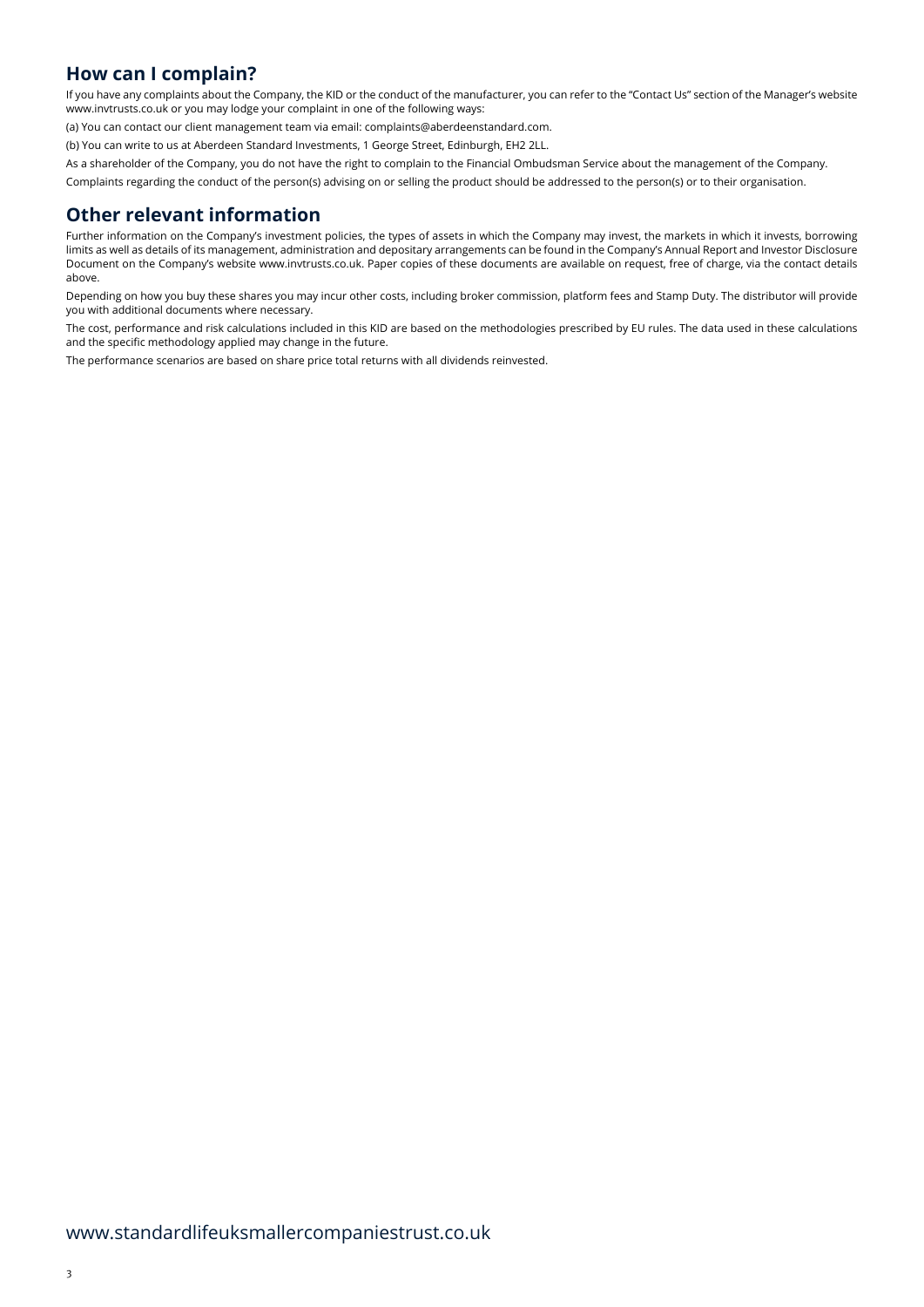## How can I complain?

If you have any complaints about the Company, the KID or the conduct of the manufacturer, you can refer to the "Contact Us" section of the Manager's website www.invtrusts.co.uk or you may lodge your complaint in one of the following ways:

(a) You can contact our client management team via email: complaints@aberdeenstandard.com.

(b) You can write to us at Aberdeen Standard Investments, 1 George Street, Edinburgh, EH2 2LL.

As a shareholder of the Company, you do not have the right to complain to the Financial Ombudsman Service about the management of the Company.

Complaints regarding the conduct of the person(s) advising on or selling the product should be addressed to the person(s) or to their organisation.

## Other relevant information

Further information on the Company's investment policies, the types of assets in which the Company may invest, the markets in which it invests, borrowing limits as well as details of its management, administration and depositary arrangements can be found in the Company's Annual Report and Investor Disclosure Document on the Company's website www.invtrusts.co.uk. Paper copies of these documents are available on request, free of charge, via the contact details above.

Depending on how you buy these shares you may incur other costs, including broker commission, platform fees and Stamp Duty. The distributor will provide you with additional documents where necessary.

The cost, performance and risk calculations included in this KID are based on the methodologies prescribed by EU rules. The data used in these calculations and the specific methodology applied may change in the future.

The performance scenarios are based on share price total returns with all dividends reinvested.

www.standardlifeuksmallercompaniestrust.co.uk